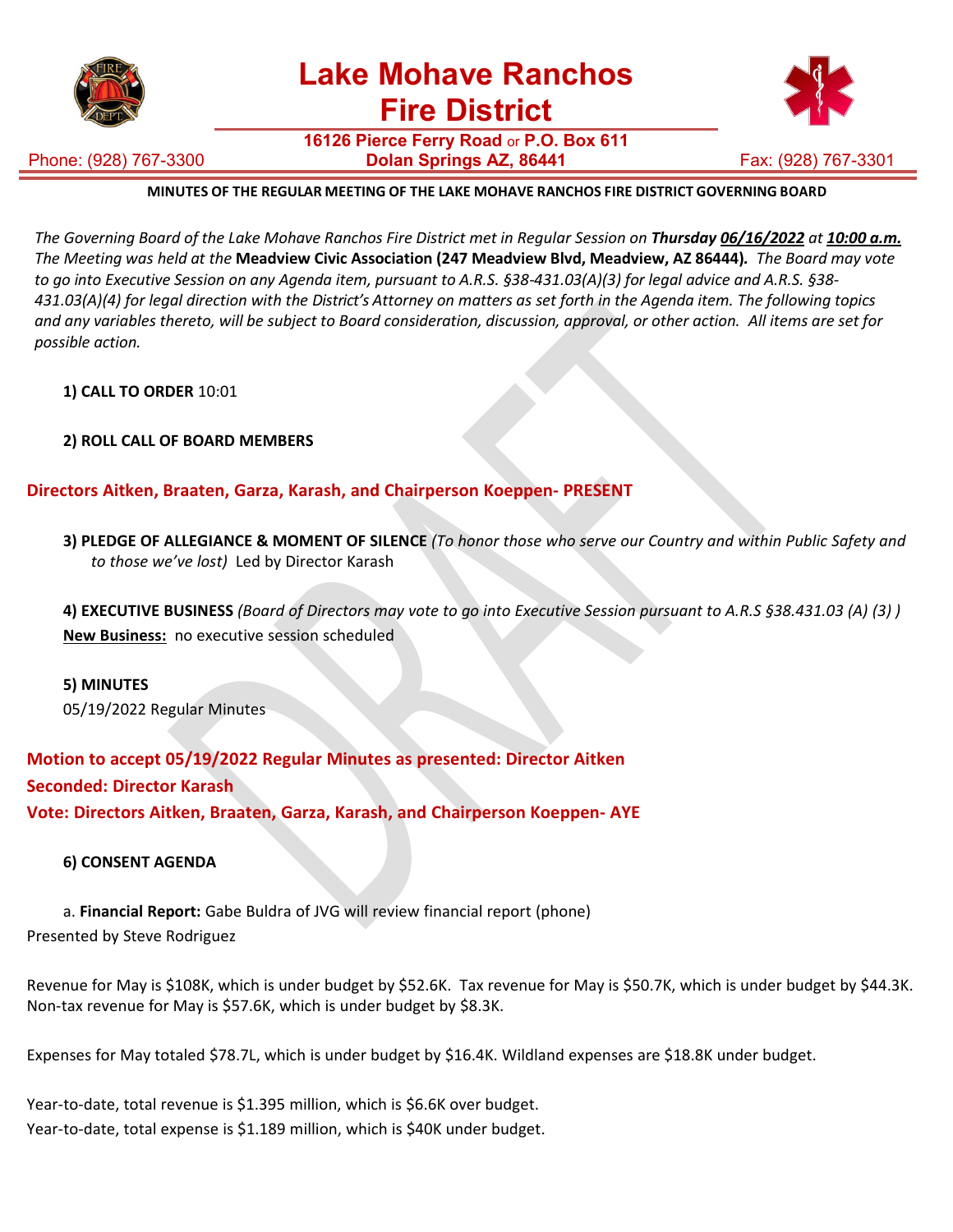# Lake Mohave Ranchos Fire District

**16126 Pierce Ferry Road or P.O. Box 611**
**Dolan Springs AZ, 86441**

Phone: (928) 767-3300    Fax: (928) 767-3301

**MINUTES OF THE REGULAR MEETING OF THE LAKE MOHAVE RANCHOS FIRE DISTRICT GOVERNING BOARD**

*The Governing Board of the Lake Mohave Ranchos Fire District met in Regular Session on **Thursday 06/16/2022** at **10:00 a.m.** The Meeting was held at the* **Meadview Civic Association (247 Meadview Blvd, Meadview, AZ 86444)***. The Board may vote to go into Executive Session on any Agenda item, pursuant to A.R.S. §38-431.03(A)(3) for legal advice and A.R.S. §38-431.03(A)(4) for legal direction with the District's Attorney on matters as set forth in the Agenda item. The following topics and any variables thereto, will be subject to Board consideration, discussion, approval, or other action. All items are set for possible action.*

**1) CALL TO ORDER** 10:01

**2) ROLL CALL OF BOARD MEMBERS**

**Directors Aitken, Braaten, Garza, Karash, and Chairperson Koeppen- PRESENT**

**3) PLEDGE OF ALLEGIANCE & MOMENT OF SILENCE** *(To honor those who serve our Country and within Public Safety and to those we've lost)* Led by Director Karash

**4) EXECUTIVE BUSINESS** *(Board of Directors may vote to go into Executive Session pursuant to A.R.S §38.431.03 (A) (3) )*
**New Business:** no executive session scheduled

**5) MINUTES**
05/19/2022 Regular Minutes

**Motion to accept 05/19/2022 Regular Minutes as presented: Director Aitken**
**Seconded: Director Karash**
**Vote: Directors Aitken, Braaten, Garza, Karash, and Chairperson Koeppen- AYE**

**6) CONSENT AGENDA**

a. **Financial Report:** Gabe Buldra of JVG will review financial report (phone)
Presented by Steve Rodriguez

Revenue for May is $108K, which is under budget by $52.6K. Tax revenue for May is $50.7K, which is under budget by $44.3K. Non-tax revenue for May is $57.6K, which is under budget by $8.3K.

Expenses for May totaled $78.7L, which is under budget by $16.4K. Wildland expenses are $18.8K under budget.

Year-to-date, total revenue is $1.395 million, which is $6.6K over budget.
Year-to-date, total expense is $1.189 million, which is $40K under budget.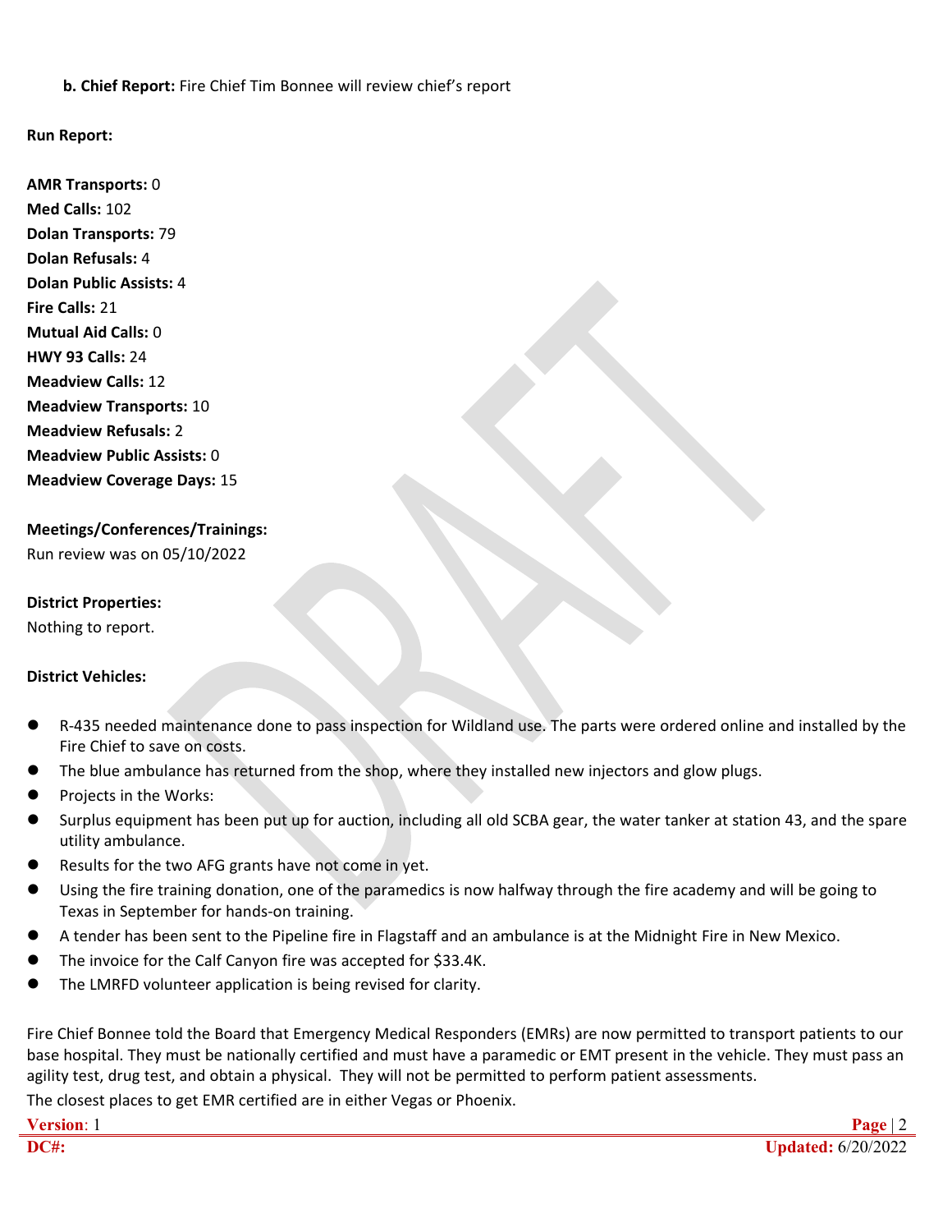**b. Chief Report:** Fire Chief Tim Bonnee will review chief's report

**Run Report:**

**AMR Transports:** 0
**Med Calls:** 102
**Dolan Transports:** 79
**Dolan Refusals:** 4
**Dolan Public Assists:** 4
**Fire Calls:** 21
**Mutual Aid Calls:** 0
**HWY 93 Calls:** 24
**Meadview Calls:** 12
**Meadview Transports:** 10
**Meadview Refusals:** 2
**Meadview Public Assists:** 0
**Meadview Coverage Days:** 15

**Meetings/Conferences/Trainings:**
Run review was on 05/10/2022

**District Properties:**
Nothing to report.

**District Vehicles:**

- R-435 needed maintenance done to pass inspection for Wildland use. The parts were ordered online and installed by the Fire Chief to save on costs.
- The blue ambulance has returned from the shop, where they installed new injectors and glow plugs.
- Projects in the Works:
- Surplus equipment has been put up for auction, including all old SCBA gear, the water tanker at station 43, and the spare utility ambulance.
- Results for the two AFG grants have not come in yet.
- Using the fire training donation, one of the paramedics is now halfway through the fire academy and will be going to Texas in September for hands-on training.
- A tender has been sent to the Pipeline fire in Flagstaff and an ambulance is at the Midnight Fire in New Mexico.
- The invoice for the Calf Canyon fire was accepted for $33.4K.
- The LMRFD volunteer application is being revised for clarity.

Fire Chief Bonnee told the Board that Emergency Medical Responders (EMRs) are now permitted to transport patients to our base hospital. They must be nationally certified and must have a paramedic or EMT present in the vehicle. They must pass an agility test, drug test, and obtain a physical. They will not be permitted to perform patient assessments.

The closest places to get EMR certified are in either Vegas or Phoenix.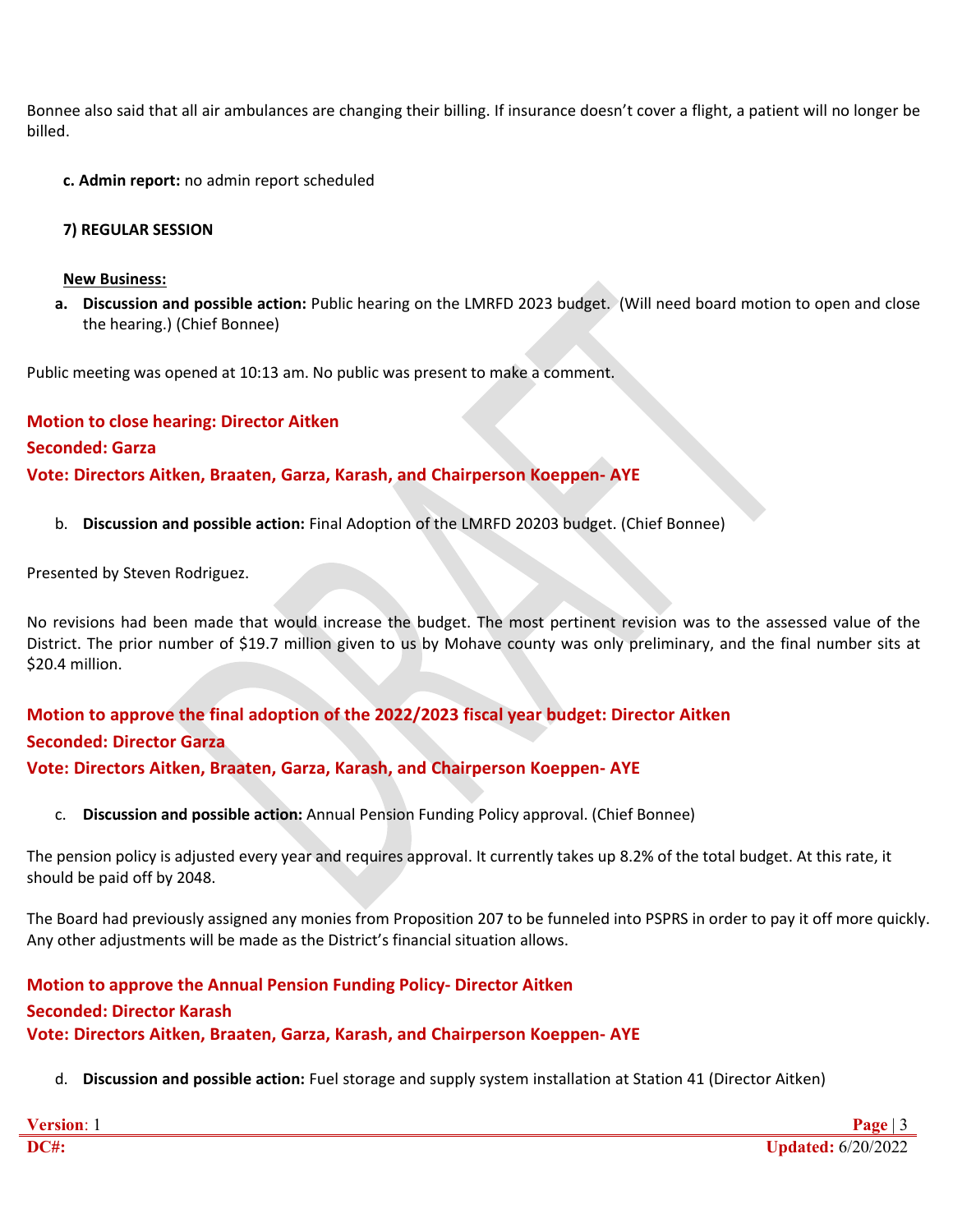Bonnee also said that all air ambulances are changing their billing. If insurance doesn't cover a flight, a patient will no longer be billed.

**c. Admin report:** no admin report scheduled

**7) REGULAR SESSION**

**New Business:**

a. **Discussion and possible action:** Public hearing on the LMRFD 2023 budget. (Will need board motion to open and close the hearing.) (Chief Bonnee)

Public meeting was opened at 10:13 am. No public was present to make a comment.

**Motion to close hearing: Director Aitken**

**Seconded: Garza**

**Vote: Directors Aitken, Braaten, Garza, Karash, and Chairperson Koeppen- AYE**

b. **Discussion and possible action:** Final Adoption of the LMRFD 20203 budget. (Chief Bonnee)

Presented by Steven Rodriguez.

No revisions had been made that would increase the budget. The most pertinent revision was to the assessed value of the District. The prior number of $19.7 million given to us by Mohave county was only preliminary, and the final number sits at $20.4 million.

**Motion to approve the final adoption of the 2022/2023 fiscal year budget: Director Aitken**

**Seconded: Director Garza**

**Vote: Directors Aitken, Braaten, Garza, Karash, and Chairperson Koeppen- AYE**

c. **Discussion and possible action:** Annual Pension Funding Policy approval. (Chief Bonnee)

The pension policy is adjusted every year and requires approval. It currently takes up 8.2% of the total budget. At this rate, it should be paid off by 2048.

The Board had previously assigned any monies from Proposition 207 to be funneled into PSPRS in order to pay it off more quickly. Any other adjustments will be made as the District's financial situation allows.

**Motion to approve the Annual Pension Funding Policy- Director Aitken**

**Seconded: Director Karash**

**Vote: Directors Aitken, Braaten, Garza, Karash, and Chairperson Koeppen- AYE**

d. **Discussion and possible action:** Fuel storage and supply system installation at Station 41 (Director Aitken)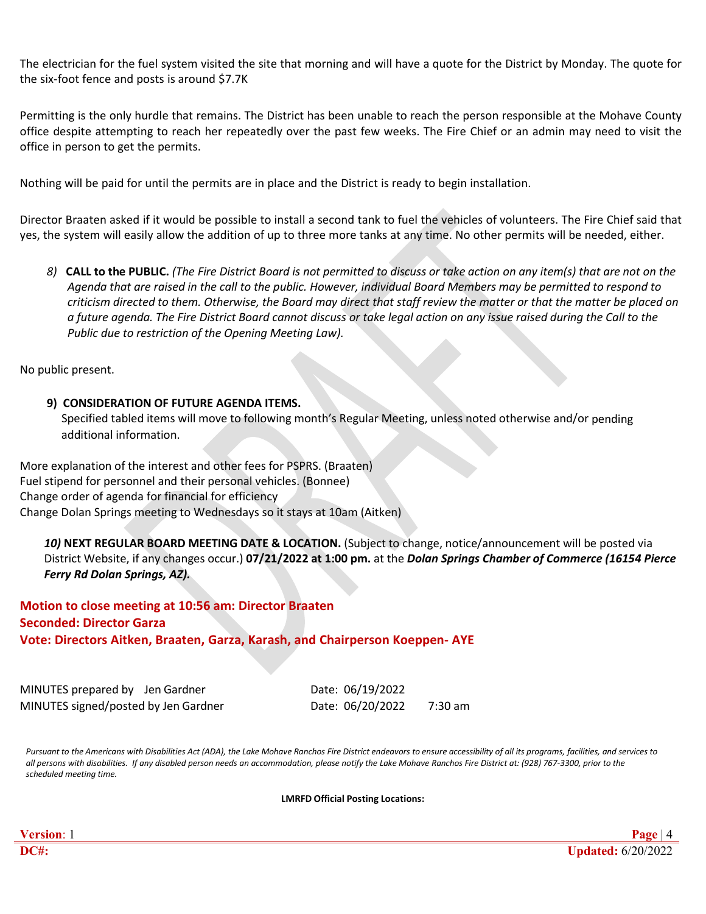The electrician for the fuel system visited the site that morning and will have a quote for the District by Monday. The quote for the six-foot fence and posts is around $7.7K

Permitting is the only hurdle that remains. The District has been unable to reach the person responsible at the Mohave County office despite attempting to reach her repeatedly over the past few weeks. The Fire Chief or an admin may need to visit the office in person to get the permits.

Nothing will be paid for until the permits are in place and the District is ready to begin installation.

Director Braaten asked if it would be possible to install a second tank to fuel the vehicles of volunteers. The Fire Chief said that yes, the system will easily allow the addition of up to three more tanks at any time. No other permits will be needed, either.

8) **CALL to the PUBLIC.** *(The Fire District Board is not permitted to discuss or take action on any item(s) that are not on the Agenda that are raised in the call to the public. However, individual Board Members may be permitted to respond to criticism directed to them. Otherwise, the Board may direct that staff review the matter or that the matter be placed on a future agenda. The Fire District Board cannot discuss or take legal action on any issue raised during the Call to the Public due to restriction of the Opening Meeting Law).*

No public present.

9) **CONSIDERATION OF FUTURE AGENDA ITEMS.**
Specified tabled items will move to following month's Regular Meeting, unless noted otherwise and/or pending additional information.

More explanation of the interest and other fees for PSPRS. (Braaten)
Fuel stipend for personnel and their personal vehicles. (Bonnee)
Change order of agenda for financial for efficiency
Change Dolan Springs meeting to Wednesdays so it stays at 10am (Aitken)

*10)* **NEXT REGULAR BOARD MEETING DATE & LOCATION.** (Subject to change, notice/announcement will be posted via District Website, if any changes occur.) **07/21/2022 at 1:00 pm.** at the ***Dolan Springs Chamber of Commerce (16154 Pierce Ferry Rd Dolan Springs, AZ).***

**Motion to close meeting at 10:56 am: Director Braaten**
**Seconded: Director Garza**
**Vote: Directors Aitken, Braaten, Garza, Karash, and Chairperson Koeppen- AYE**

MINUTES prepared by Jen Gardner Date: 06/19/2022
MINUTES signed/posted by Jen Gardner Date: 06/20/2022 7:30 am

*Pursuant to the Americans with Disabilities Act (ADA), the Lake Mohave Ranchos Fire District endeavors to ensure accessibility of all its programs, facilities, and services to all persons with disabilities. If any disabled person needs an accommodation, please notify the Lake Mohave Ranchos Fire District at: (928) 767-3300, prior to the scheduled meeting time.*

**LMRFD Official Posting Locations:**

**Version**: 1
**DC#:**
**Updated:** 6/20/2022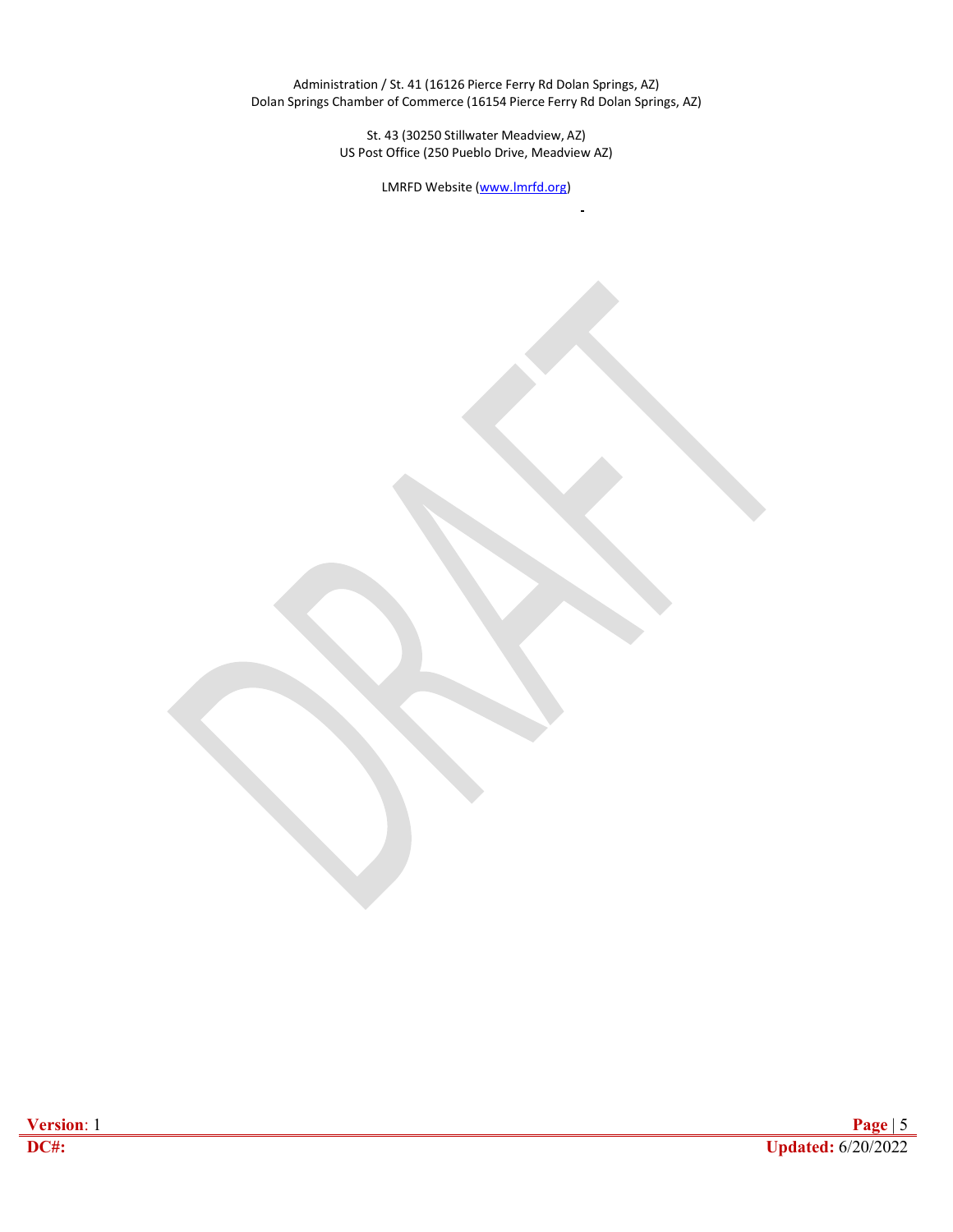Administration / St. 41 (16126 Pierce Ferry Rd Dolan Springs, AZ)
Dolan Springs Chamber of Commerce (16154 Pierce Ferry Rd Dolan Springs, AZ)

St. 43 (30250 Stillwater Meadview, AZ)
US Post Office (250 Pueblo Drive, Meadview AZ)

LMRFD Website (www.lmrfd.org)